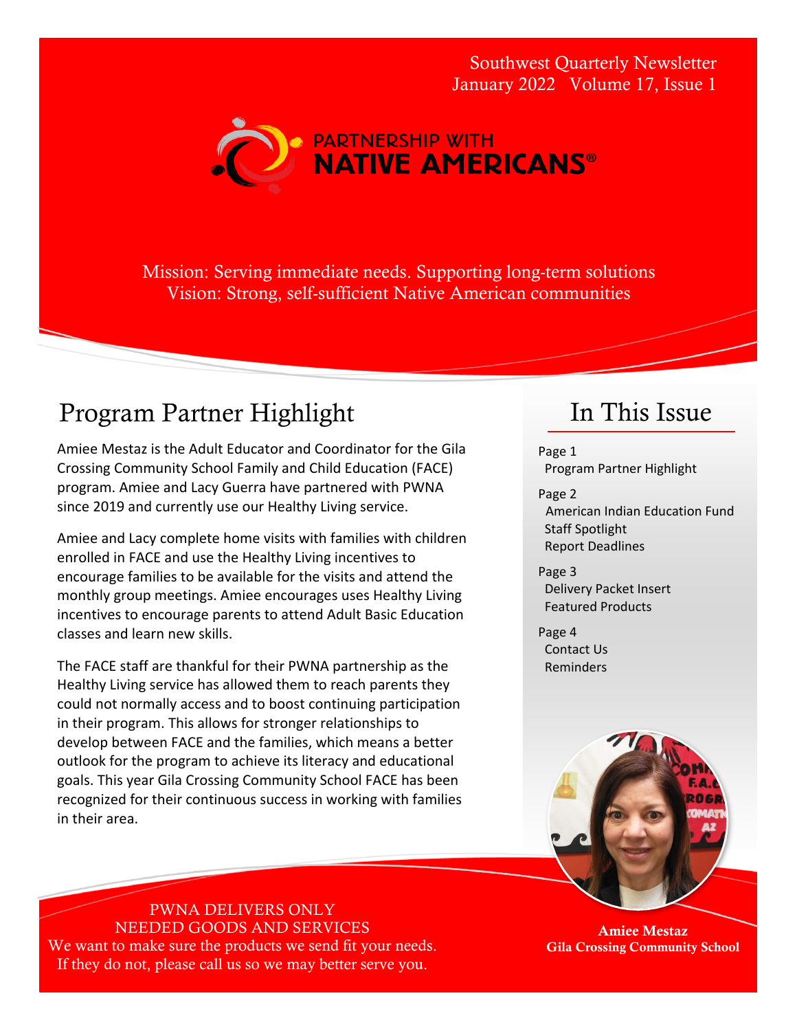Southwest Quarterly Newsletter
January 2022 Volume 17, Issue 1

PARTNERSHIP WITH
**NATIVE AMERICANS®**

Mission: Serving immediate needs. Supporting long-term solutions
Vision: Strong, self-sufficient Native American communities

## Program Partner Highlight

Amiee Mestaz is the Adult Educator and Coordinator for the Gila Crossing Community School Family and Child Education (FACE) program. Amiee and Lacy Guerra have partnered with PWNA since 2019 and currently use our Healthy Living service.

Amiee and Lacy complete home visits with families with children enrolled in FACE and use the Healthy Living incentives to encourage families to be available for the visits and attend the monthly group meetings. Amiee encourages uses Healthy Living incentives to encourage parents to attend Adult Basic Education classes and learn new skills.

The FACE staff are thankful for their PWNA partnership as the Healthy Living service has allowed them to reach parents they could not normally access and to boost continuing participation in their program. This allows for stronger relationships to develop between FACE and the families, which means a better outlook for the program to achieve its literacy and educational goals. This year Gila Crossing Community School FACE has been recognized for their continuous success in working with families in their area.

## In This Issue

Page 1
- Program Partner Highlight

Page 2
- American Indian Education Fund
- Staff Spotlight
- Report Deadlines

Page 3
- Delivery Packet Insert
- Featured Products

Page 4
- Contact Us
- Reminders

**Amiee Mestaz**
**Gila Crossing Community School**

PWNA DELIVERS ONLY
NEEDED GOODS AND SERVICES
We want to make sure the products we send fit your needs.
If they do not, please call us so we may better serve you.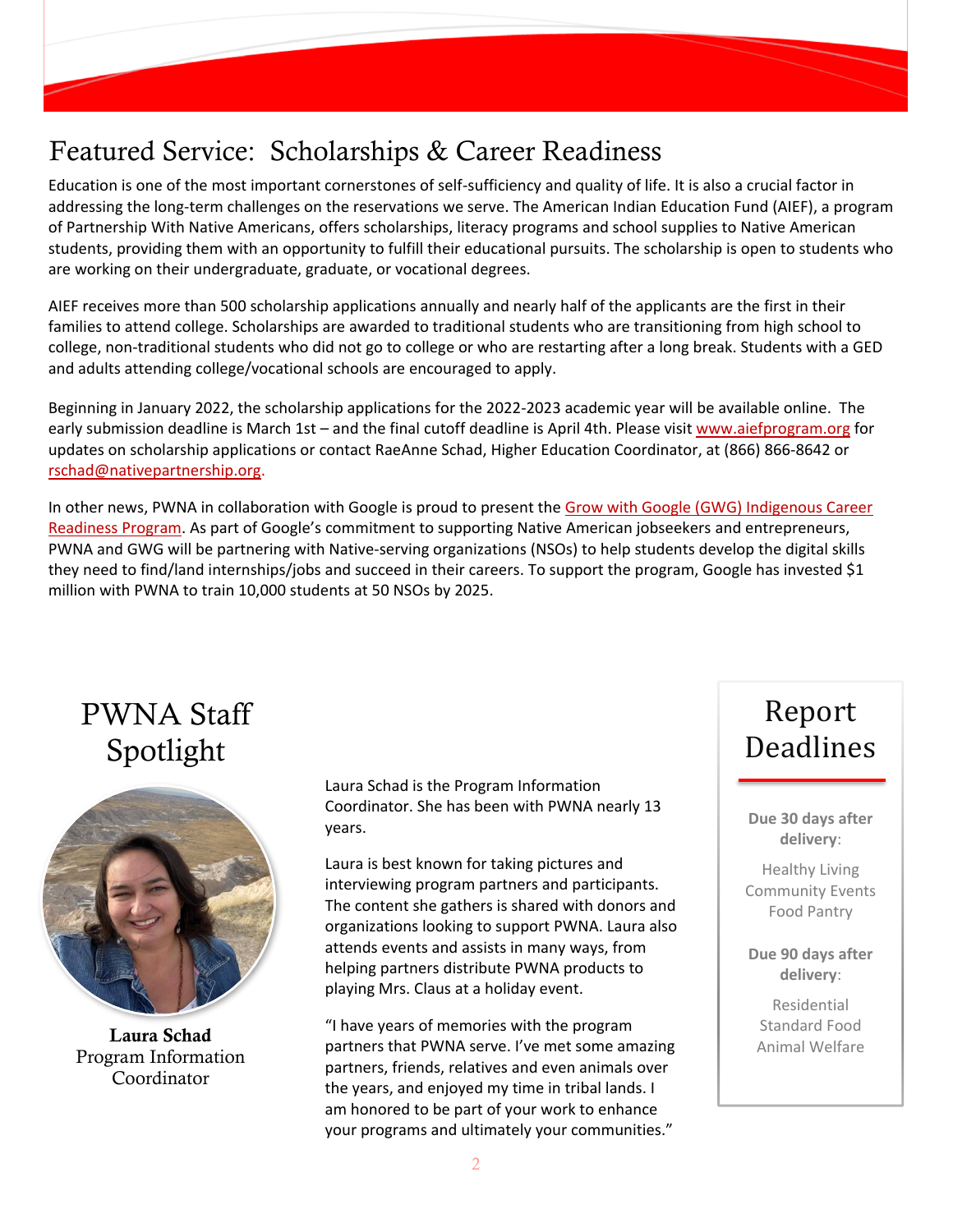## Featured Service: Scholarships & Career Readiness

Education is one of the most important cornerstones of self-sufficiency and quality of life. It is also a crucial factor in addressing the long-term challenges on the reservations we serve. The American Indian Education Fund (AIEF), a program of Partnership With Native Americans, offers scholarships, literacy programs and school supplies to Native American students, providing them with an opportunity to fulfill their educational pursuits. The scholarship is open to students who are working on their undergraduate, graduate, or vocational degrees.

AIEF receives more than 500 scholarship applications annually and nearly half of the applicants are the first in their families to attend college. Scholarships are awarded to traditional students who are transitioning from high school to college, non-traditional students who did not go to college or who are restarting after a long break. Students with a GED and adults attending college/vocational schools are encouraged to apply.

Beginning in January 2022, the scholarship applications for the 2022-2023 academic year will be available online. The early submission deadline is March 1st – and the final cutoff deadline is April 4th. Please visit www.aiefprogram.org for updates on scholarship applications or contact RaeAnne Schad, Higher Education Coordinator, at (866) 866-8642 or rschad@nativepartnership.org.

In other news, PWNA in collaboration with Google is proud to present the Grow with Google (GWG) Indigenous Career Readiness Program. As part of Google's commitment to supporting Native American jobseekers and entrepreneurs, PWNA and GWG will be partnering with Native-serving organizations (NSOs) to help students develop the digital skills they need to find/land internships/jobs and succeed in their careers. To support the program, Google has invested $1 million with PWNA to train 10,000 students at 50 NSOs by 2025.

## PWNA Staff Spotlight

**Laura Schad**
Program Information Coordinator

Laura Schad is the Program Information Coordinator. She has been with PWNA nearly 13 years.

Laura is best known for taking pictures and interviewing program partners and participants. The content she gathers is shared with donors and organizations looking to support PWNA. Laura also attends events and assists in many ways, from helping partners distribute PWNA products to playing Mrs. Claus at a holiday event.

"I have years of memories with the program partners that PWNA serve. I've met some amazing partners, friends, relatives and even animals over the years, and enjoyed my time in tribal lands. I am honored to be part of your work to enhance your programs and ultimately your communities."

## Report Deadlines

**Due 30 days after delivery**:

Healthy Living
Community Events
Food Pantry

**Due 90 days after delivery**:

Residential
Standard Food
Animal Welfare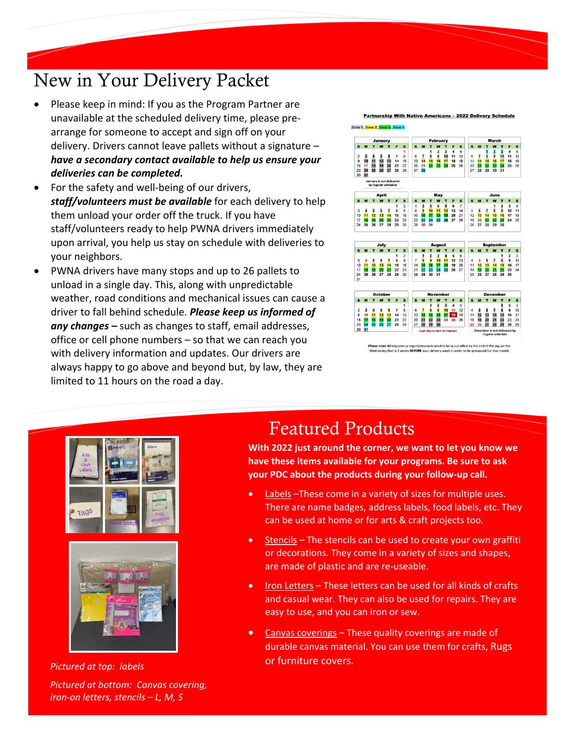# New in Your Delivery Packet

- Please keep in mind: If you as the Program Partner are unavailable at the scheduled delivery time, please pre-arrange for someone to accept and sign off on your delivery. Drivers cannot leave pallets without a signature – ***have a secondary contact available to help us ensure your deliveries can be completed.***
- For the safety and well-being of our drivers, ***staff/volunteers must be available*** for each delivery to help them unload your order off the truck. If you have staff/volunteers ready to help PWNA drivers immediately upon arrival, you help us stay on schedule with deliveries to your neighbors.
- PWNA drivers have many stops and up to 26 pallets to unload in a single day. This, along with unpredictable weather, road conditions and mechanical issues can cause a driver to fall behind schedule. ***Please keep us informed of any changes –*** such as changes to staff, email addresses, office or cell phone numbers – so that we can reach you with delivery information and updates. Our drivers are always happy to go above and beyond but, by law, they are limited to 11 hours on the road a day.

**Partnership With Native Americans – 2022 Delivery Schedule**

Zone 1; Zone 2; Zone 3; Zone 4

January is not delivered by regular schedule

Last day to turn in request

December is not delivered by regular schedule

*Please note:* All requests or report/renewals need to be in our office by the end of the day on the Wednesday that is 2 weeks **BEFORE** your delivery week in order to be processed for that month

# Featured Products

**With 2022 just around the corner, we want to let you know we have these items available for your programs. Be sure to ask your PDC about the products during your follow-up call.**

- Labels –These come in a variety of sizes for multiple uses. There are name badges, address labels, food labels, etc. They can be used at home or for arts & craft projects too.
- Stencils – The stencils can be used to create your own graffiti or decorations. They come in a variety of sizes and shapes, are made of plastic and are re-useable.
- Iron Letters – These letters can be used for all kinds of crafts and casual wear. They can also be used for repairs. They are easy to use, and you can iron or sew.
- Canvas coverings – These quality coverings are made of durable canvas material. You can use them for crafts, Rugs or furniture covers.

*Pictured at top: labels*

*Pictured at bottom: Canvas covering, iron-on letters, stencils – L, M, S*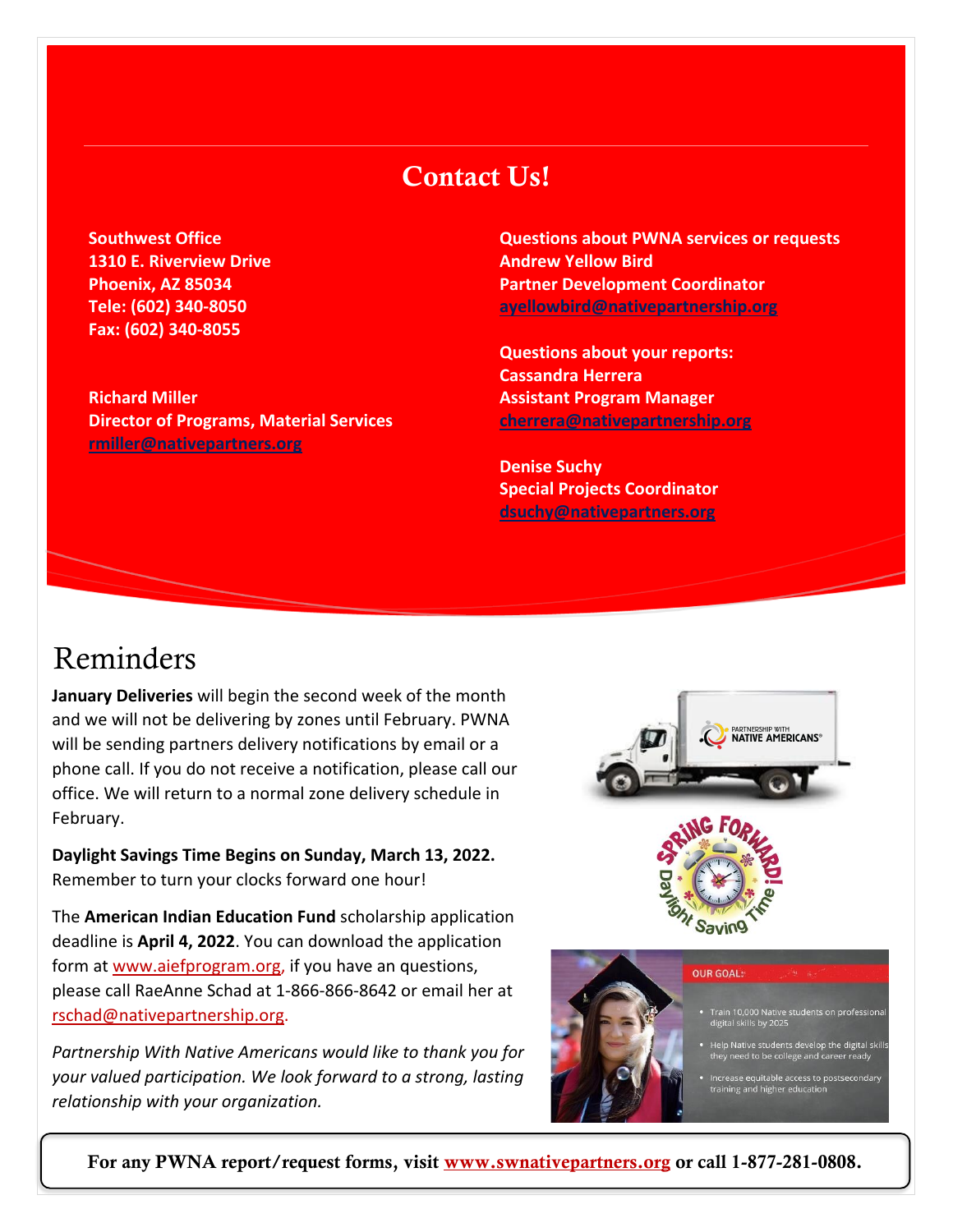## Contact Us!

**Southwest Office**
**1310 E. Riverview Drive**
**Phoenix, AZ 85034**
**Tele: (602) 340-8050**
**Fax: (602) 340-8055**

**Richard Miller**
**Director of Programs, Material Services**
**rmiller@nativepartners.org**

**Questions about PWNA services or requests**
**Andrew Yellow Bird**
**Partner Development Coordinator**
**ayellowbird@nativepartnership.org**

**Questions about your reports:**
**Cassandra Herrera**
**Assistant Program Manager**
**cherrera@nativepartnership.org**

**Denise Suchy**
**Special Projects Coordinator**
**dsuchy@nativepartners.org**

# Reminders

**January Deliveries** will begin the second week of the month and we will not be delivering by zones until February. PWNA will be sending partners delivery notifications by email or a phone call. If you do not receive a notification, please call our office. We will return to a normal zone delivery schedule in February.

**Daylight Savings Time Begins on Sunday, March 13, 2022.** Remember to turn your clocks forward one hour!

The **American Indian Education Fund** scholarship application deadline is **April 4, 2022**. You can download the application form at www.aiefprogram.org, if you have an questions, please call RaeAnne Schad at 1-866-866-8642 or email her at rschad@nativepartnership.org.

*Partnership With Native Americans would like to thank you for your valued participation. We look forward to a strong, lasting relationship with your organization.*

**For any PWNA report/request forms, visit www.swnativepartners.org or call 1-877-281-0808.**